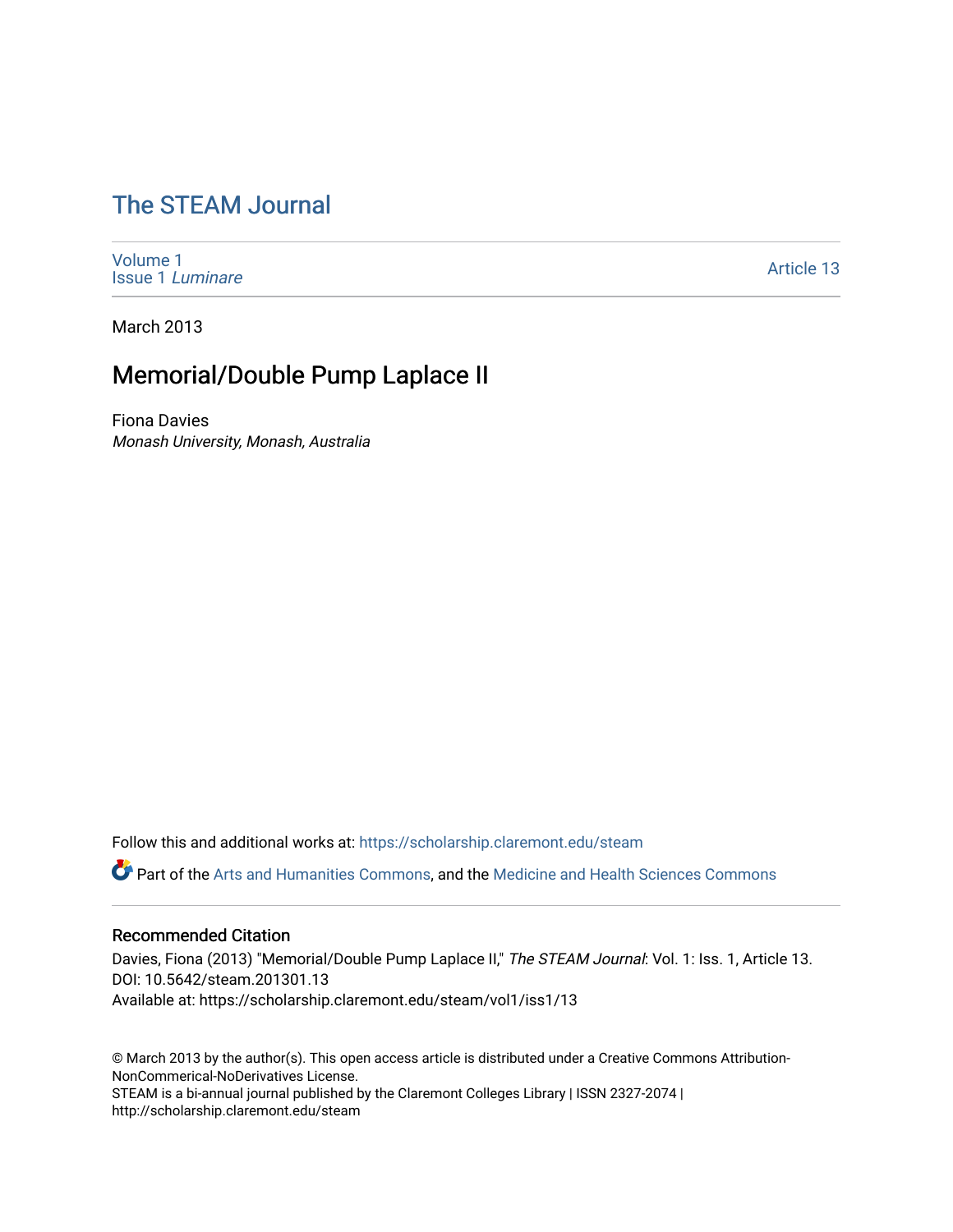# The STEAM Journal

Volume 1
Issue 1 *Luminare*

Article 13

March 2013

## Memorial/Double Pump Laplace II

Fiona Davies
*Monash University, Monash, Australia*

Follow this and additional works at: https://scholarship.claremont.edu/steam

Part of the Arts and Humanities Commons, and the Medicine and Health Sciences Commons

### Recommended Citation

Davies, Fiona (2013) "Memorial/Double Pump Laplace II," *The STEAM Journal*: Vol. 1: Iss. 1, Article 13. DOI: 10.5642/steam.201301.13
Available at: https://scholarship.claremont.edu/steam/vol1/iss1/13

© March 2013 by the author(s). This open access article is distributed under a Creative Commons Attribution-NonCommerical-NoDerivatives License.
STEAM is a bi-annual journal published by the Claremont Colleges Library | ISSN 2327-2074 | http://scholarship.claremont.edu/steam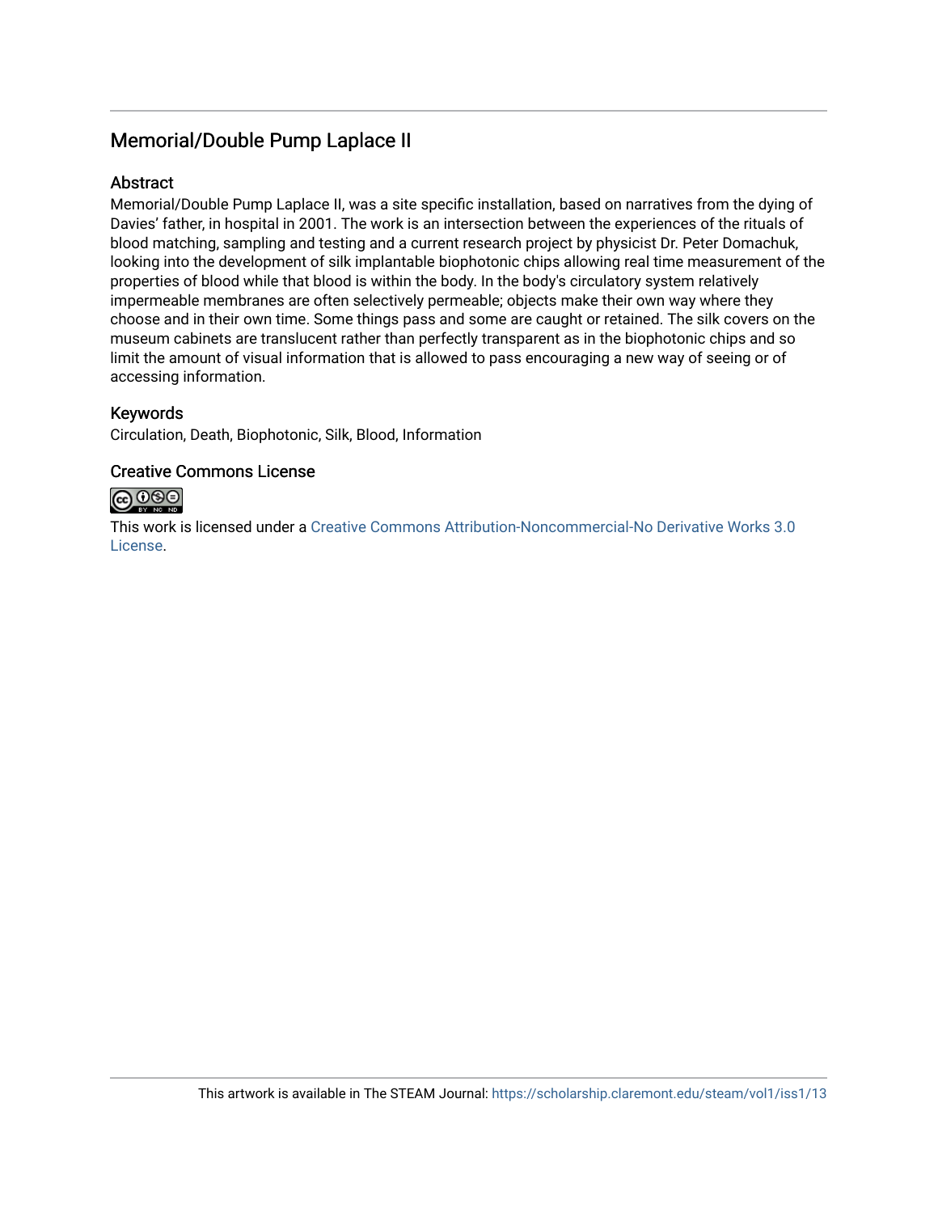## Memorial/Double Pump Laplace II

### Abstract

Memorial/Double Pump Laplace II, was a site specific installation, based on narratives from the dying of Davies' father, in hospital in 2001. The work is an intersection between the experiences of the rituals of blood matching, sampling and testing and a current research project by physicist Dr. Peter Domachuk, looking into the development of silk implantable biophotonic chips allowing real time measurement of the properties of blood while that blood is within the body. In the body's circulatory system relatively impermeable membranes are often selectively permeable; objects make their own way where they choose and in their own time. Some things pass and some are caught or retained. The silk covers on the museum cabinets are translucent rather than perfectly transparent as in the biophotonic chips and so limit the amount of visual information that is allowed to pass encouraging a new way of seeing or of accessing information.

### Keywords

Circulation, Death, Biophotonic, Silk, Blood, Information

### Creative Commons License

This work is licensed under a Creative Commons Attribution-Noncommercial-No Derivative Works 3.0 License.

This artwork is available in The STEAM Journal: https://scholarship.claremont.edu/steam/vol1/iss1/13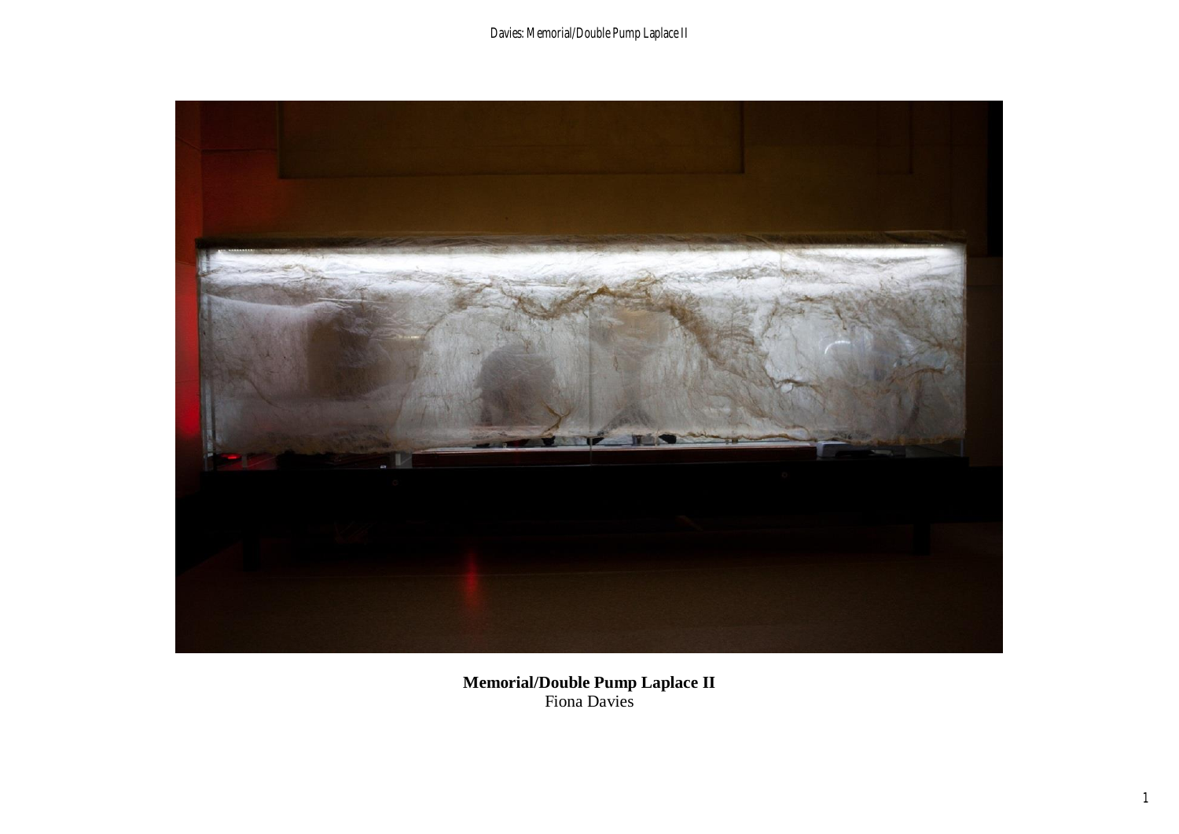**Memorial/Double Pump Laplace II**
Fiona Davies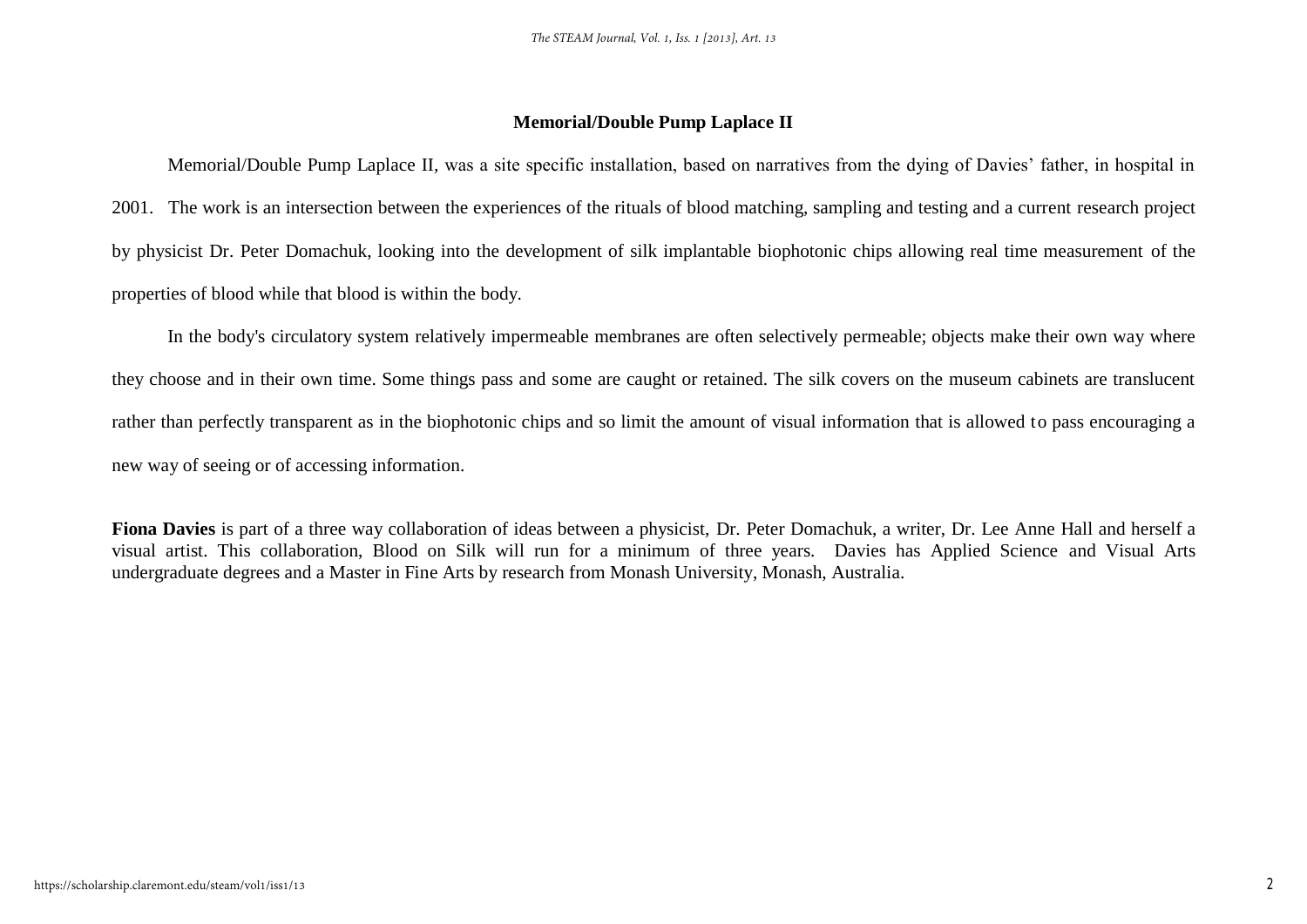**Memorial/Double Pump Laplace II**

Memorial/Double Pump Laplace II, was a site specific installation, based on narratives from the dying of Davies' father, in hospital in 2001. The work is an intersection between the experiences of the rituals of blood matching, sampling and testing and a current research project by physicist Dr. Peter Domachuk, looking into the development of silk implantable biophotonic chips allowing real time measurement of the properties of blood while that blood is within the body.

In the body's circulatory system relatively impermeable membranes are often selectively permeable; objects make their own way where they choose and in their own time. Some things pass and some are caught or retained. The silk covers on the museum cabinets are translucent rather than perfectly transparent as in the biophotonic chips and so limit the amount of visual information that is allowed to pass encouraging a new way of seeing or of accessing information.

**Fiona Davies** is part of a three way collaboration of ideas between a physicist, Dr. Peter Domachuk, a writer, Dr. Lee Anne Hall and herself a visual artist. This collaboration, Blood on Silk will run for a minimum of three years. Davies has Applied Science and Visual Arts undergraduate degrees and a Master in Fine Arts by research from Monash University, Monash, Australia.